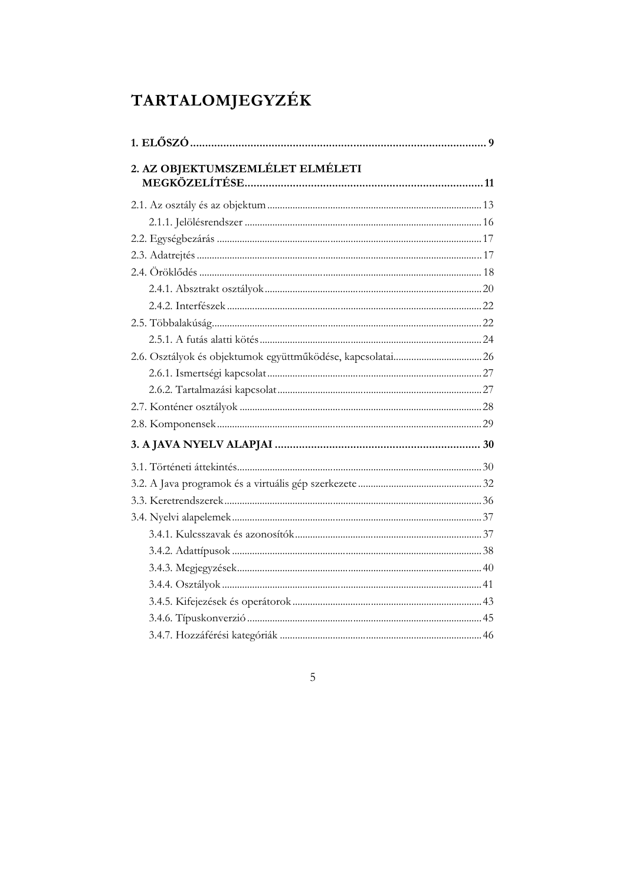# TARTALOMJEGYZÉK

**1. ELŐSZÓ** ..... **9**

**2. AZ OBJEKTUMSZEMLÉLET ELMÉLETI MEGKÖZELÍTÉSE** ..... **11**

- 2.1. Az osztály és az objektum ..... 13
  - 2.1.1. Jelölésrendszer ..... 16
- 2.2. Egységbezárás ..... 17
- 2.3. Adatrejtés ..... 17
- 2.4. Öröklődés ..... 18
  - 2.4.1. Absztrakt osztályok ..... 20
  - 2.4.2. Interfészek ..... 22
- 2.5. Többalakúság ..... 22
  - 2.5.1. A futás alatti kötés ..... 24
- 2.6. Osztályok és objektumok együttműködése, kapcsolatai ..... 26
  - 2.6.1. Ismertségi kapcsolat ..... 27
  - 2.6.2. Tartalmazási kapcsolat ..... 27
- 2.7. Konténer osztályok ..... 28
- 2.8. Komponensek ..... 29

**3. A JAVA NYELV ALAPJAI** ..... **30**

- 3.1. Történeti áttekintés ..... 30
- 3.2. A Java programok és a virtuális gép szerkezete ..... 32
- 3.3. Keretrendszerek ..... 36
- 3.4. Nyelvi alapelemek ..... 37
  - 3.4.1. Kulcsszavak és azonosítók ..... 37
  - 3.4.2. Adattípusok ..... 38
  - 3.4.3. Megjegyzések ..... 40
  - 3.4.4. Osztályok ..... 41
  - 3.4.5. Kifejezések és operátorok ..... 43
  - 3.4.6. Típuskonverzió ..... 45
  - 3.4.7. Hozzáférési kategóriák ..... 46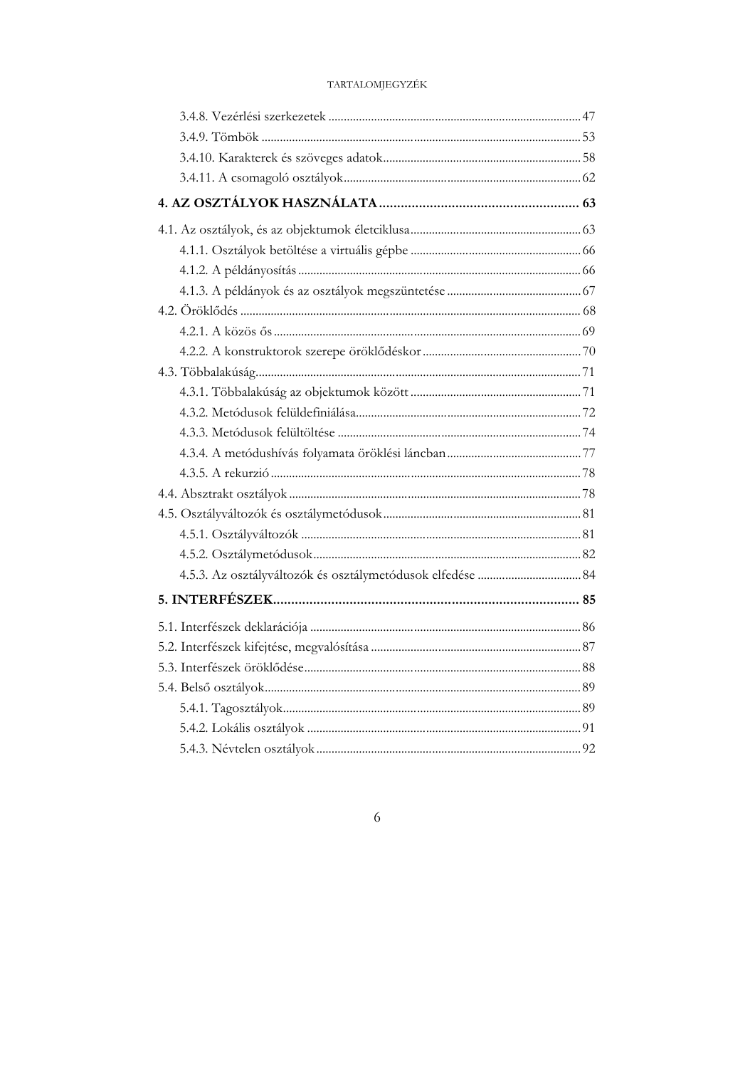3.4.8. Vezérlési szerkezetek ........................................................................ 47

3.4.9. Tömbök ........................................................................................... 53

3.4.10. Karakterek és szöveges adatok ...................................................... 58

3.4.11. A csomagoló osztályok .................................................................. 62

**4. AZ OSZTÁLYOK HASZNÁLATA ........................................................ 63**

4.1. Az osztályok, és az objektumok életciklusa ........................................ 63

4.1.1. Osztályok betöltése a virtuális gépbe ............................................ 66

4.1.2. A példányosítás ............................................................................. 66

4.1.3. A példányok és az osztályok megszüntetése .................................. 67

4.2. Öröklődés ............................................................................................ 68

4.2.1. A közös ős ..................................................................................... 69

4.2.2. A konstruktorok szerepe öröklődéskor .......................................... 70

4.3. Többalakúság ........................................................................................ 71

4.3.1. Többalakúság az objektumok között ............................................. 71

4.3.2. Metódusok felüldefiniálása ............................................................ 72

4.3.3. Metódusok felültöltése ................................................................... 74

4.3.4. A metódushívás folyamata öröklési láncban .................................. 77

4.3.5. A rekurzió ...................................................................................... 78

4.4. Absztrakt osztályok ............................................................................... 78

4.5. Osztályváltozók és osztálymetódusok .................................................. 81

4.5.1. Osztályváltozók ............................................................................. 81

4.5.2. Osztálymetódusok .......................................................................... 82

4.5.3. Az osztályváltozók és osztálymetódusok elfedése ......................... 84

**5. INTERFÉSZEK ....................................................................................... 85**

5.1. Interfészek deklarációja ........................................................................ 86

5.2. Interfészek kifejtése, megvalósítása ...................................................... 87

5.3. Interfészek öröklődése .......................................................................... 88

5.4. Belső osztályok ..................................................................................... 89

5.4.1. Tagosztályok .................................................................................. 89

5.4.2. Lokális osztályok ........................................................................... 91

5.4.3. Névtelen osztályok ......................................................................... 92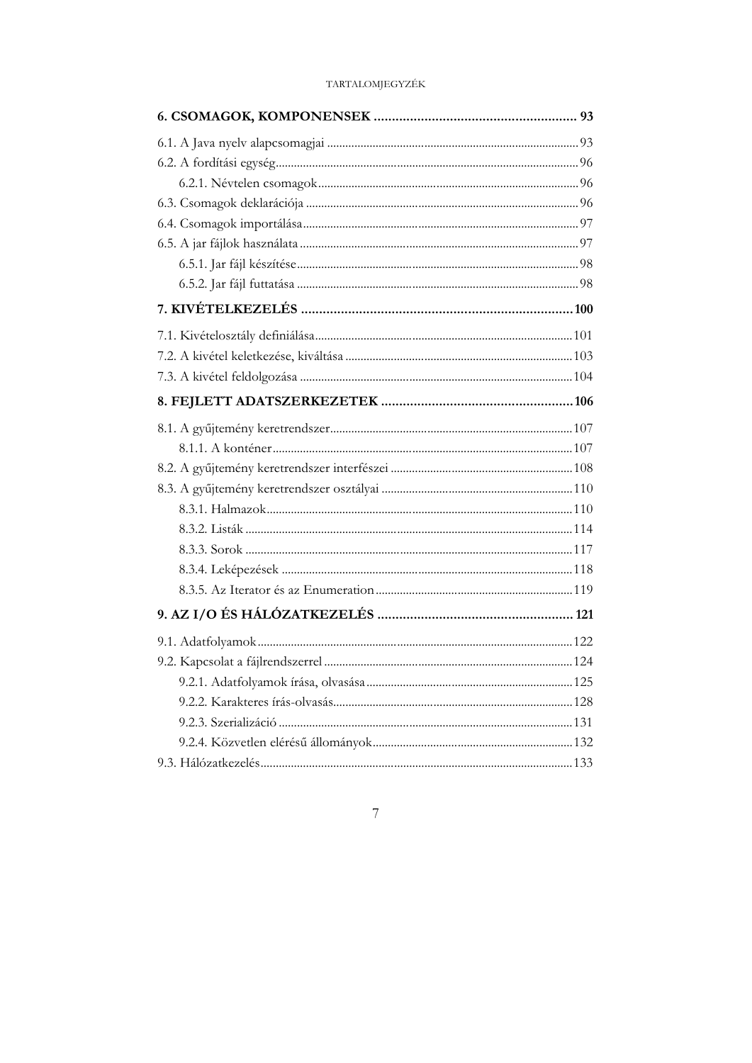**6. CSOMAGOK, KOMPONENSEK** ........................................................ **93**

6.1. A Java nyelv alapcsomagjai ........................................................ 93
6.2. A fordítási egység ........................................................ 96
    6.2.1. Névtelen csomagok ........................................................ 96
6.3. Csomagok deklarációja ........................................................ 96
6.4. Csomagok importálása ........................................................ 97
6.5. A jar fájlok használata ........................................................ 97
    6.5.1. Jar fájl készítése ........................................................ 98
    6.5.2. Jar fájl futtatása ........................................................ 98

**7. KIVÉTELKEZELÉS** ........................................................ **100**

7.1. Kivételosztály definiálása ........................................................ 101
7.2. A kivétel keletkezése, kiváltása ........................................................ 103
7.3. A kivétel feldolgozása ........................................................ 104

**8. FEJLETT ADATSZERKEZETEK** ........................................................ **106**

8.1. A gyűjtemény keretrendszer ........................................................ 107
    8.1.1. A konténer ........................................................ 107
8.2. A gyűjtemény keretrendszer interfészei ........................................................ 108
8.3. A gyűjtemény keretrendszer osztályai ........................................................ 110
    8.3.1. Halmazok ........................................................ 110
    8.3.2. Listák ........................................................ 114
    8.3.3. Sorok ........................................................ 117
    8.3.4. Leképezések ........................................................ 118
    8.3.5. Az Iterator és az Enumeration ........................................................ 119

**9. AZ I/O ÉS HÁLÓZATKEZELÉS** ........................................................ **121**

9.1. Adatfolyamok ........................................................ 122
9.2. Kapcsolat a fájlrendszerrel ........................................................ 124
    9.2.1. Adatfolyamok írása, olvasása ........................................................ 125
    9.2.2. Karakteres írás-olvasás ........................................................ 128
    9.2.3. Szerializáció ........................................................ 131
    9.2.4. Közvetlen elérésű állományok ........................................................ 132
9.3. Hálózatkezelés ........................................................ 133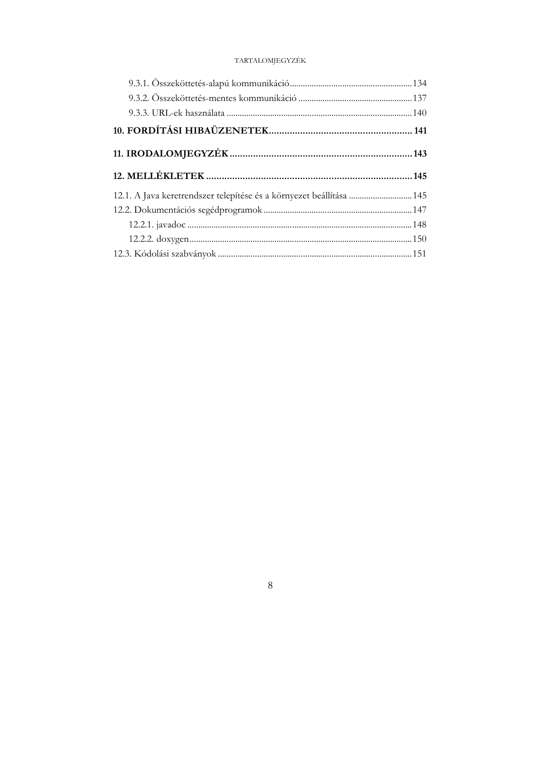9.3.1. Összeköttetés-alapú kommunikáció ........................................................ 134
9.3.2. Összeköttetés-mentes kommunikáció .................................................... 137
9.3.3. URL-ek használata .................................................................................. 140

**10. FORDÍTÁSI HIBAÜZENETEK ....................................................... 141**

**11. IRODALOMJEGYZÉK ...................................................................... 143**

**12. MELLÉKLETEK ................................................................................ 145**

12.1. A Java keretrendszer telepítése és a környezet beállítása ............................. 145
12.2. Dokumentációs segédprogramok ................................................................... 147
12.2.1. javadoc ...................................................................................................... 148
12.2.2. doxygen ..................................................................................................... 150
12.3. Kódolási szabványok ........................................................................................ 151